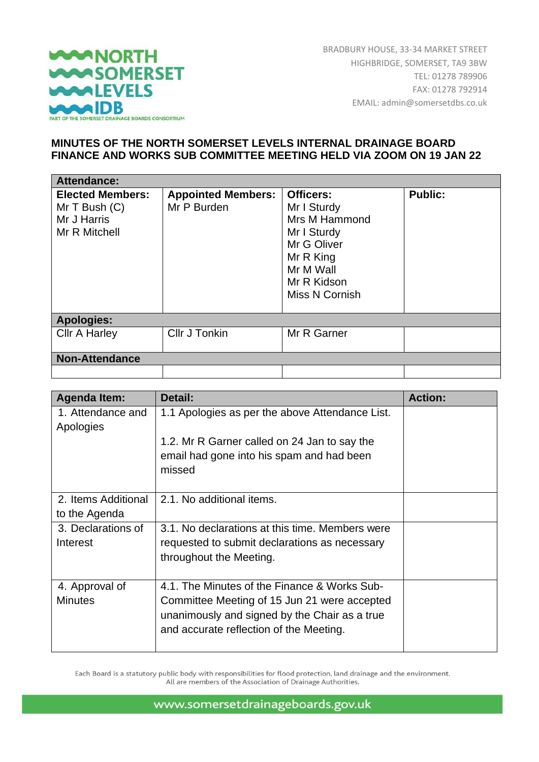**NORTH SOMERSET LEVELS IDB**
PART OF THE SOMERSET DRAINAGE BOARDS CONSORTIUM

BRADBURY HOUSE, 33-34 MARKET STREET
HIGHBRIDGE, SOMERSET, TA9 3BW
TEL: 01278 789906
FAX: 01278 792914
EMAIL: admin@somersetdbs.co.uk

# MINUTES OF THE NORTH SOMERSET LEVELS INTERNAL DRAINAGE BOARD FINANCE AND WORKS SUB COMMITTEE MEETING HELD VIA ZOOM ON 19 JAN 22

| **Attendance:** | | | |
|---|---|---|---|
| **Elected Members:**<br>Mr T Bush (C)<br>Mr J Harris<br>Mr R Mitchell | **Appointed Members:**<br>Mr P Burden | **Officers:**<br>Mr I Sturdy<br>Mrs M Hammond<br>Mr I Sturdy<br>Mr G Oliver<br>Mr R King<br>Mr M Wall<br>Mr R Kidson<br>Miss N Cornish | **Public:** |
| **Apologies:** | | | |
| Cllr A Harley | Cllr J Tonkin | Mr R Garner | |
| **Non-Attendance** | | | |
| | | | |

| Agenda Item: | Detail: | Action: |
|---|---|---|
| 1. Attendance and Apologies | 1.1 Apologies as per the above Attendance List.<br><br>1.2. Mr R Garner called on 24 Jan to say the email had gone into his spam and had been missed | |
| 2. Items Additional to the Agenda | 2.1. No additional items. | |
| 3. Declarations of Interest | 3.1. No declarations at this time. Members were requested to submit declarations as necessary throughout the Meeting. | |
| 4. Approval of Minutes | 4.1. The Minutes of the Finance & Works Sub-Committee Meeting of 15 Jun 21 were accepted unanimously and signed by the Chair as a true and accurate reflection of the Meeting. | |

Each Board is a statutory public body with responsibilities for flood protection, land drainage and the environment.
All are members of the Association of Drainage Authorities.

www.somersetdrainageboards.gov.uk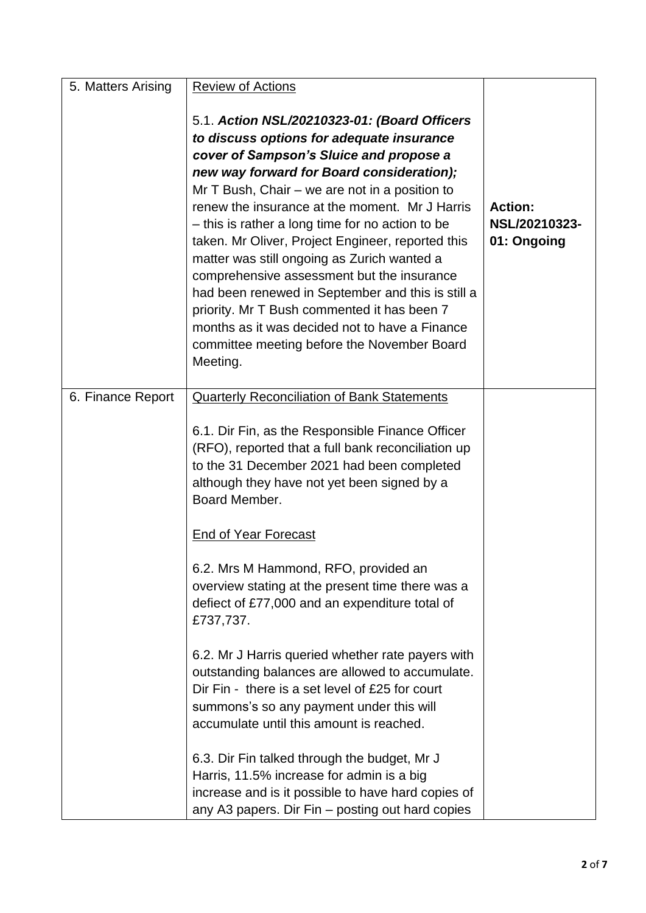| 5. Matters Arising | Review of Actions<br><br>5.1. ***Action NSL/20210323-01: (Board Officers to discuss options for adequate insurance cover of Sampson's Sluice and propose a new way forward for Board consideration);*** Mr T Bush, Chair – we are not in a position to renew the insurance at the moment. Mr J Harris – this is rather a long time for no action to be taken. Mr Oliver, Project Engineer, reported this matter was still ongoing as Zurich wanted a comprehensive assessment but the insurance had been renewed in September and this is still a priority. Mr T Bush commented it has been 7 months as it was decided not to have a Finance committee meeting before the November Board Meeting. | **Action: NSL/20210323-01: Ongoing** |
|---|---|---|
| 6. Finance Report | Quarterly Reconciliation of Bank Statements<br><br>6.1. Dir Fin, as the Responsible Finance Officer (RFO), reported that a full bank reconciliation up to the 31 December 2021 had been completed although they have not yet been signed by a Board Member.<br><br>End of Year Forecast<br><br>6.2. Mrs M Hammond, RFO, provided an overview stating at the present time there was a defiect of £77,000 and an expenditure total of £737,737.<br><br>6.2. Mr J Harris queried whether rate payers with outstanding balances are allowed to accumulate. Dir Fin - there is a set level of £25 for court summons's so any payment under this will accumulate until this amount is reached.<br><br>6.3. Dir Fin talked through the budget, Mr J Harris, 11.5% increase for admin is a big increase and is it possible to have hard copies of any A3 papers. Dir Fin – posting out hard copies | |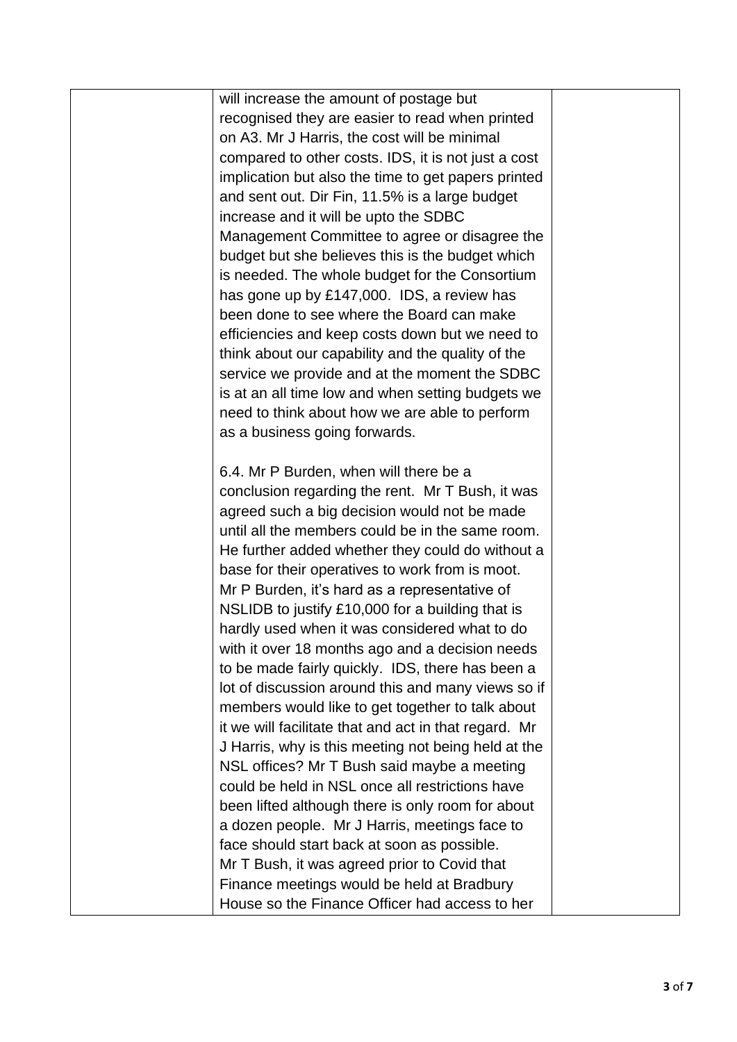| | | |
|---|---|---|
| | will increase the amount of postage but recognised they are easier to read when printed on A3. Mr J Harris, the cost will be minimal compared to other costs. IDS, it is not just a cost implication but also the time to get papers printed and sent out. Dir Fin, 11.5% is a large budget increase and it will be upto the SDBC Management Committee to agree or disagree the budget but she believes this is the budget which is needed. The whole budget for the Consortium has gone up by £147,000. IDS, a review has been done to see where the Board can make efficiencies and keep costs down but we need to think about our capability and the quality of the service we provide and at the moment the SDBC is at an all time low and when setting budgets we need to think about how we are able to perform as a business going forwards.<br><br>6.4. Mr P Burden, when will there be a conclusion regarding the rent. Mr T Bush, it was agreed such a big decision would not be made until all the members could be in the same room. He further added whether they could do without a base for their operatives to work from is moot. Mr P Burden, it's hard as a representative of NSLIDB to justify £10,000 for a building that is hardly used when it was considered what to do with it over 18 months ago and a decision needs to be made fairly quickly. IDS, there has been a lot of discussion around this and many views so if members would like to get together to talk about it we will facilitate that and act in that regard. Mr J Harris, why is this meeting not being held at the NSL offices? Mr T Bush said maybe a meeting could be held in NSL once all restrictions have been lifted although there is only room for about a dozen people. Mr J Harris, meetings face to face should start back at soon as possible. Mr T Bush, it was agreed prior to Covid that Finance meetings would be held at Bradbury House so the Finance Officer had access to her | |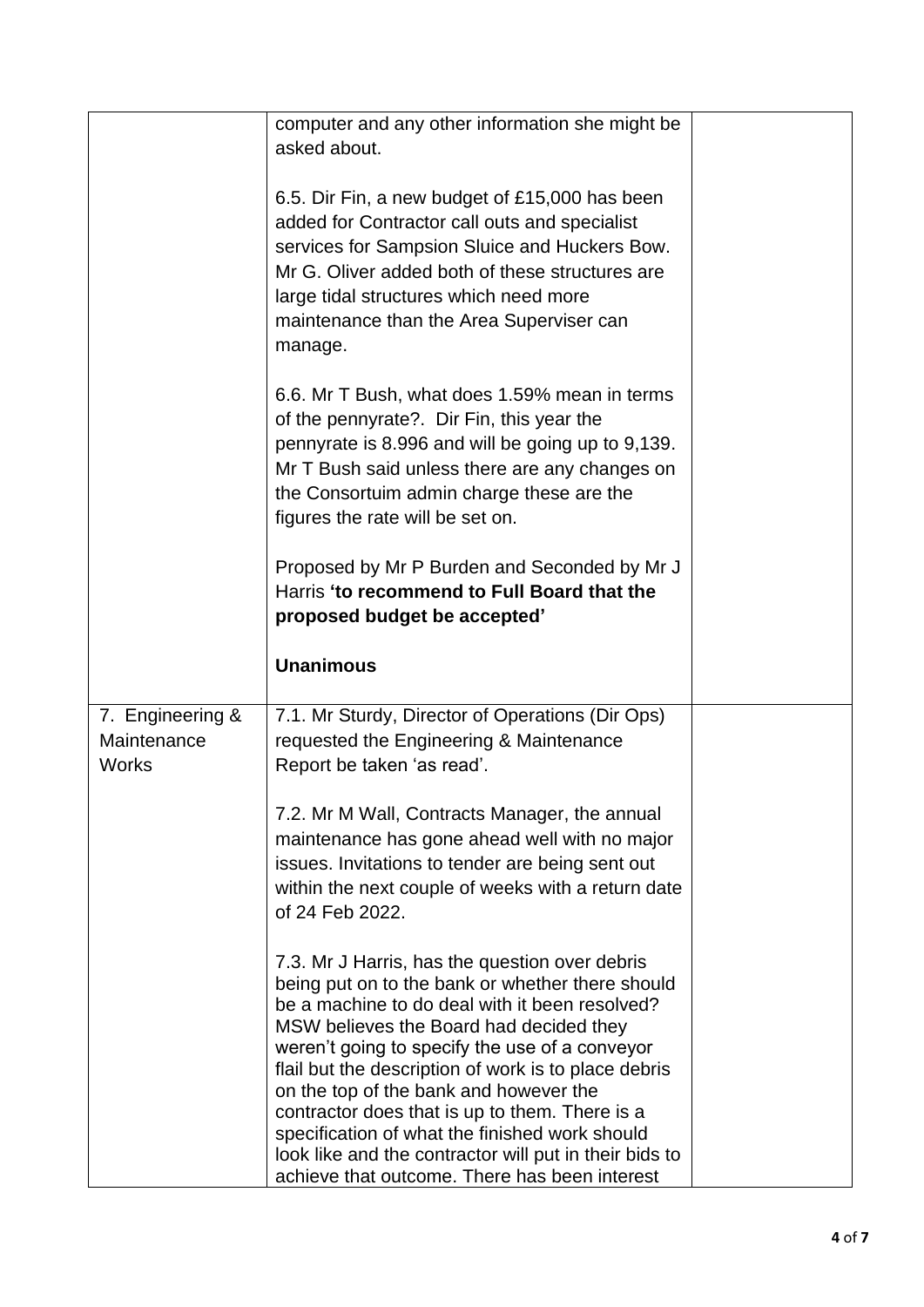| | | |
|---|---|---|
| | computer and any other information she might be asked about.<br><br>6.5. Dir Fin, a new budget of £15,000 has been added for Contractor call outs and specialist services for Sampsion Sluice and Huckers Bow. Mr G. Oliver added both of these structures are large tidal structures which need more maintenance than the Area Superviser can manage.<br><br>6.6. Mr T Bush, what does 1.59% mean in terms of the pennyrate?. Dir Fin, this year the pennyrate is 8.996 and will be going up to 9,139. Mr T Bush said unless there are any changes on the Consortuim admin charge these are the figures the rate will be set on.<br><br>Proposed by Mr P Burden and Seconded by Mr J Harris **'to recommend to Full Board that the proposed budget be accepted'**<br><br>**Unanimous** | |
| 7. Engineering & Maintenance Works | 7.1. Mr Sturdy, Director of Operations (Dir Ops) requested the Engineering & Maintenance Report be taken 'as read'.<br><br>7.2. Mr M Wall, Contracts Manager, the annual maintenance has gone ahead well with no major issues. Invitations to tender are being sent out within the next couple of weeks with a return date of 24 Feb 2022.<br><br>7.3. Mr J Harris, has the question over debris being put on to the bank or whether there should be a machine to do deal with it been resolved? MSW believes the Board had decided they weren't going to specify the use of a conveyor flail but the description of work is to place debris on the top of the bank and however the contractor does that is up to them. There is a specification of what the finished work should look like and the contractor will put in their bids to achieve that outcome. There has been interest | |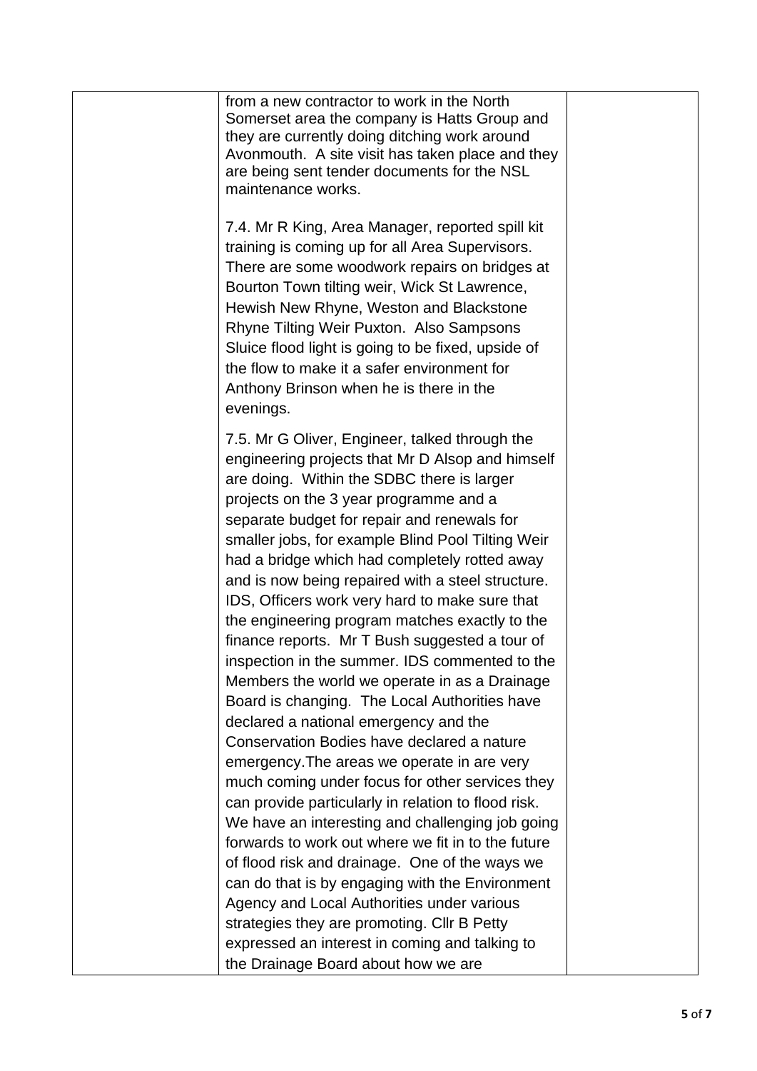| | | |
|---|---|---|
| | from a new contractor to work in the North Somerset area the company is Hatts Group and they are currently doing ditching work around Avonmouth. A site visit has taken place and they are being sent tender documents for the NSL maintenance works.<br><br>7.4. Mr R King, Area Manager, reported spill kit training is coming up for all Area Supervisors. There are some woodwork repairs on bridges at Bourton Town tilting weir, Wick St Lawrence, Hewish New Rhyne, Weston and Blackstone Rhyne Tilting Weir Puxton. Also Sampsons Sluice flood light is going to be fixed, upside of the flow to make it a safer environment for Anthony Brinson when he is there in the evenings.<br><br>7.5. Mr G Oliver, Engineer, talked through the engineering projects that Mr D Alsop and himself are doing. Within the SDBC there is larger projects on the 3 year programme and a separate budget for repair and renewals for smaller jobs, for example Blind Pool Tilting Weir had a bridge which had completely rotted away and is now being repaired with a steel structure. IDS, Officers work very hard to make sure that the engineering program matches exactly to the finance reports. Mr T Bush suggested a tour of inspection in the summer. IDS commented to the Members the world we operate in as a Drainage Board is changing. The Local Authorities have declared a national emergency and the Conservation Bodies have declared a nature emergency.The areas we operate in are very much coming under focus for other services they can provide particularly in relation to flood risk. We have an interesting and challenging job going forwards to work out where we fit in to the future of flood risk and drainage. One of the ways we can do that is by engaging with the Environment Agency and Local Authorities under various strategies they are promoting. Cllr B Petty expressed an interest in coming and talking to the Drainage Board about how we are | |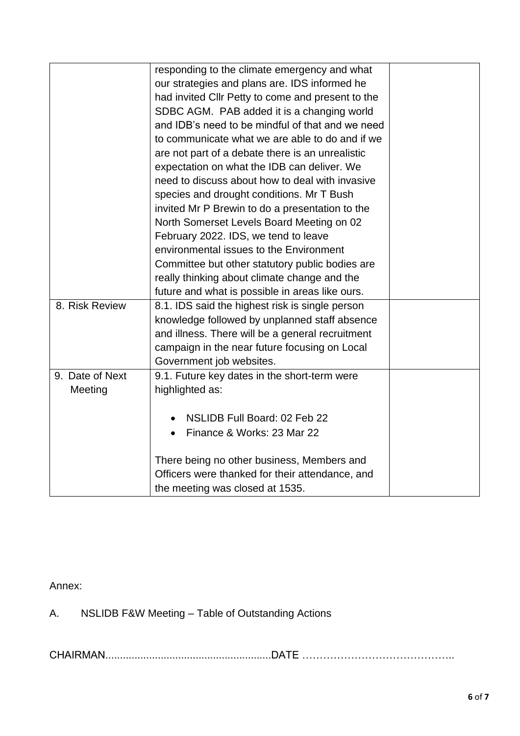| | | |
|---|---|---|
| | responding to the climate emergency and what our strategies and plans are. IDS informed he had invited Cllr Petty to come and present to the SDBC AGM. PAB added it is a changing world and IDB's need to be mindful of that and we need to communicate what we are able to do and if we are not part of a debate there is an unrealistic expectation on what the IDB can deliver. We need to discuss about how to deal with invasive species and drought conditions. Mr T Bush invited Mr P Brewin to do a presentation to the North Somerset Levels Board Meeting on 02 February 2022. IDS, we tend to leave environmental issues to the Environment Committee but other statutory public bodies are really thinking about climate change and the future and what is possible in areas like ours. | |
| 8. Risk Review | 8.1. IDS said the highest risk is single person knowledge followed by unplanned staff absence and illness. There will be a general recruitment campaign in the near future focusing on Local Government job websites. | |
| 9. Date of Next Meeting | 9.1. Future key dates in the short-term were highlighted as:<br><br>• NSLIDB Full Board: 02 Feb 22<br>• Finance & Works: 23 Mar 22<br><br>There being no other business, Members and Officers were thanked for their attendance, and the meeting was closed at 1535. | |

Annex:

A. NSLIDB F&W Meeting – Table of Outstanding Actions

CHAIRMAN.........................................................DATE ……………………………………..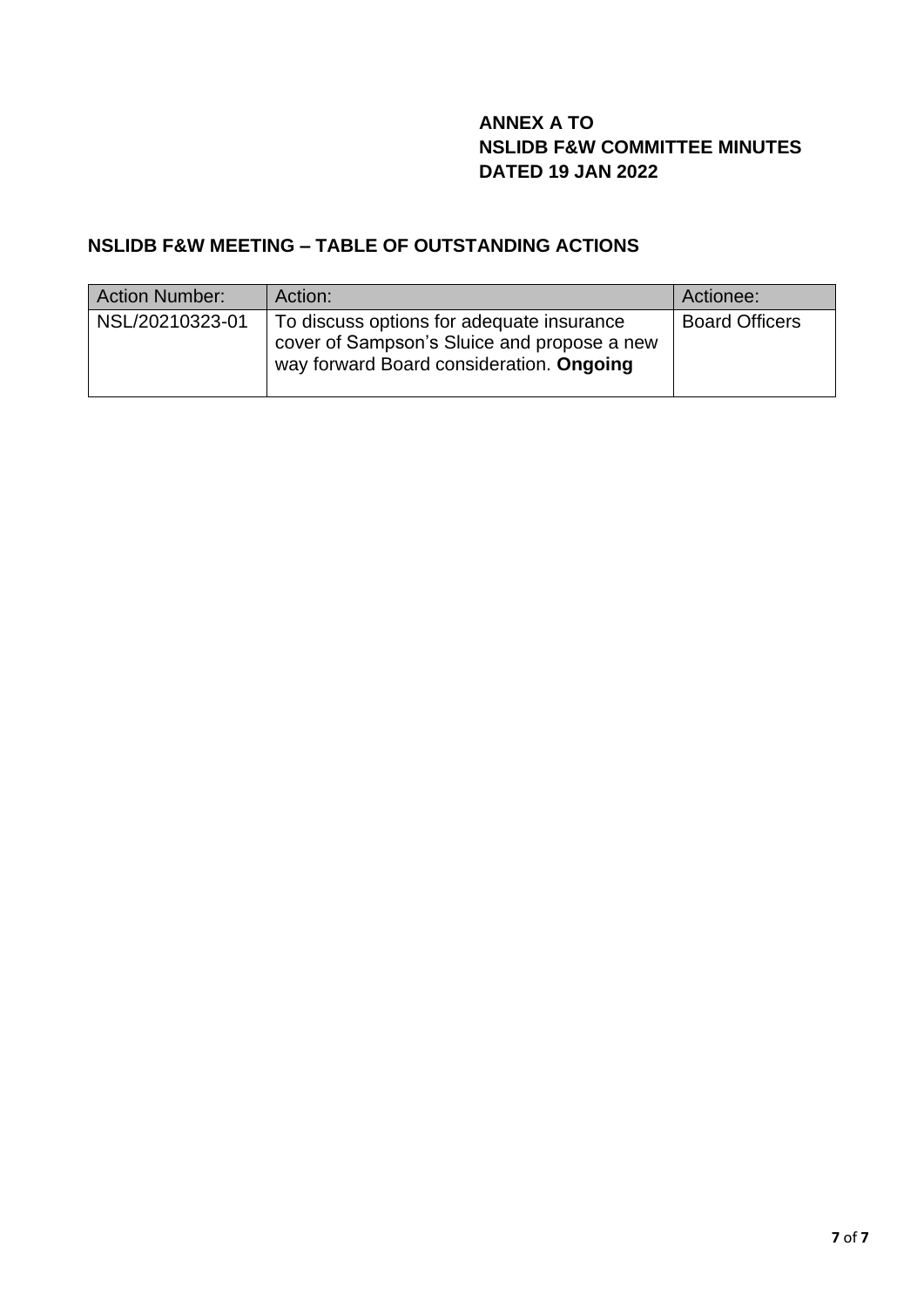**ANNEX A TO**
**NSLIDB F&W COMMITTEE MINUTES**
**DATED 19 JAN 2022**

## NSLIDB F&W MEETING – TABLE OF OUTSTANDING ACTIONS

| Action Number: | Action: | Actionee: |
|---|---|---|
| NSL/20210323-01 | To discuss options for adequate insurance cover of Sampson's Sluice and propose a new way forward Board consideration. **Ongoing** | Board Officers |